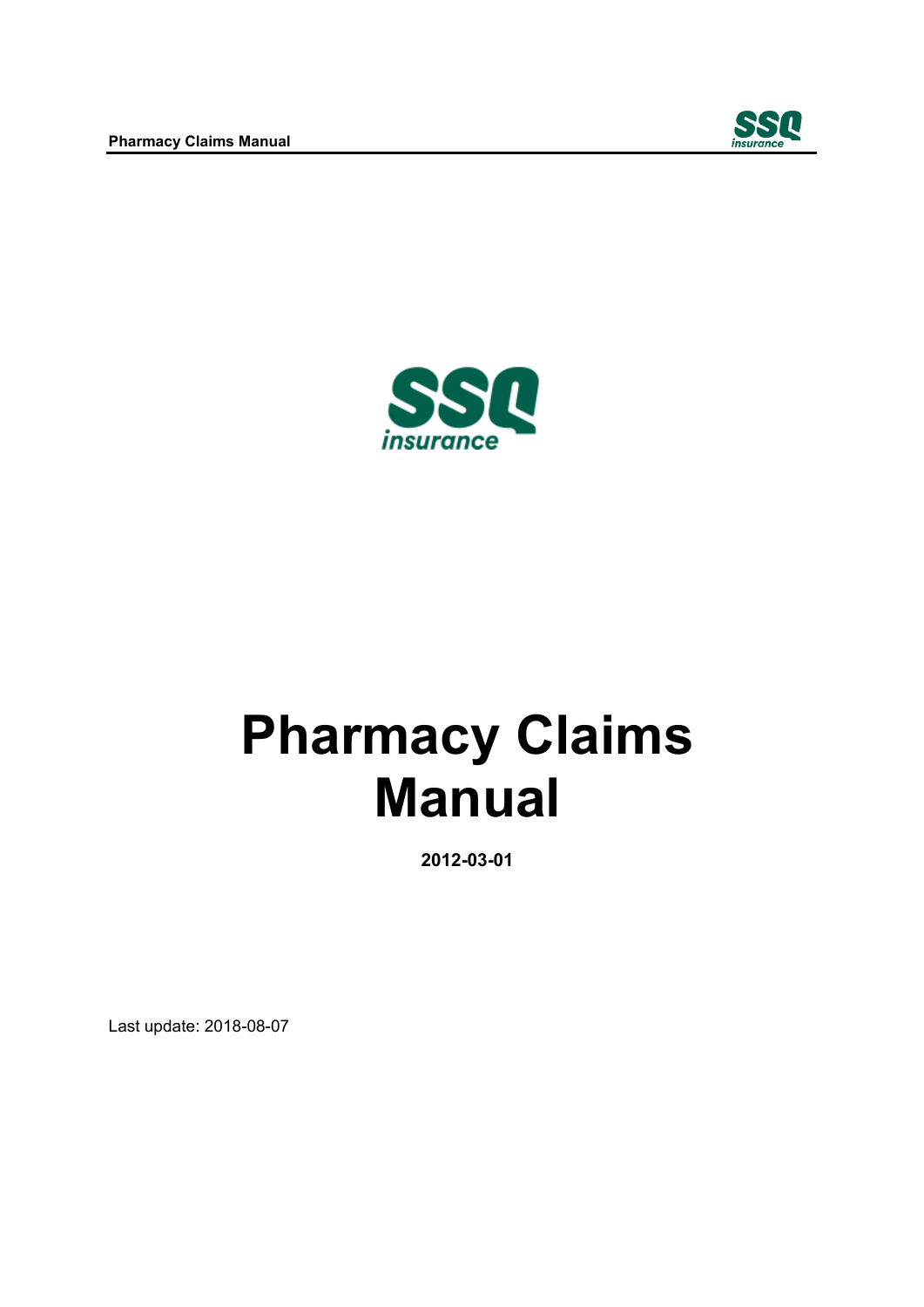# Pharmacy Claims Manual

**2012-03-01**

Last update: 2018-08-07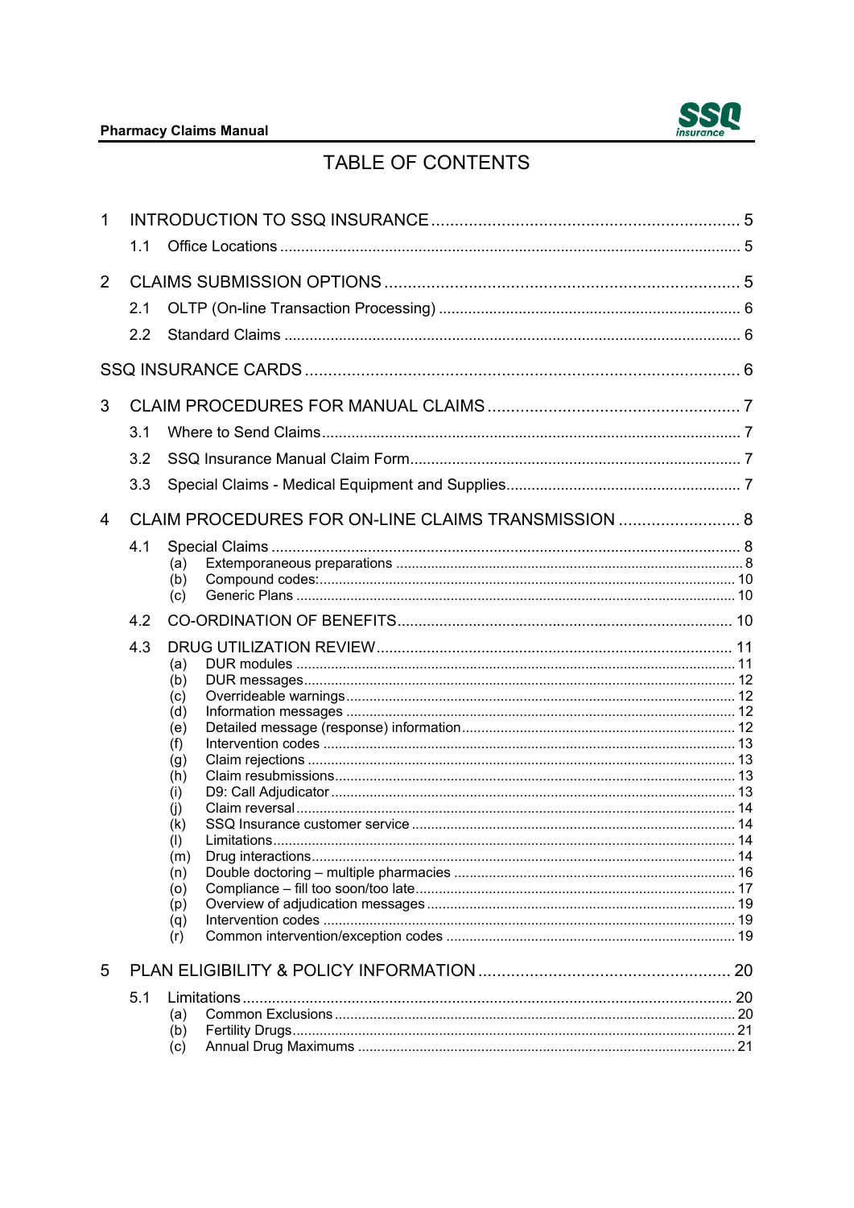# TABLE OF CONTENTS

1 INTRODUCTION TO SSQ INSURANCE .......... 5
- 1.1 Office Locations .......... 5

2 CLAIMS SUBMISSION OPTIONS .......... 5
- 2.1 OLTP (On-line Transaction Processing) .......... 6
- 2.2 Standard Claims .......... 6

SSQ INSURANCE CARDS .......... 6

3 CLAIM PROCEDURES FOR MANUAL CLAIMS .......... 7
- 3.1 Where to Send Claims .......... 7
- 3.2 SSQ Insurance Manual Claim Form .......... 7
- 3.3 Special Claims - Medical Equipment and Supplies .......... 7

4 CLAIM PROCEDURES FOR ON-LINE CLAIMS TRANSMISSION .......... 8
- 4.1 Special Claims .......... 8
  - (a) Extemporaneous preparations .......... 8
  - (b) Compound codes: .......... 10
  - (c) Generic Plans .......... 10
- 4.2 CO-ORDINATION OF BENEFITS .......... 10
- 4.3 DRUG UTILIZATION REVIEW .......... 11
  - (a) DUR modules .......... 11
  - (b) DUR messages .......... 12
  - (c) Overrideable warnings .......... 12
  - (d) Information messages .......... 12
  - (e) Detailed message (response) information .......... 12
  - (f) Intervention codes .......... 13
  - (g) Claim rejections .......... 13
  - (h) Claim resubmissions .......... 13
  - (i) D9: Call Adjudicator .......... 13
  - (j) Claim reversal .......... 14
  - (k) SSQ Insurance customer service .......... 14
  - (l) Limitations .......... 14
  - (m) Drug interactions .......... 14
  - (n) Double doctoring – multiple pharmacies .......... 16
  - (o) Compliance – fill too soon/too late .......... 17
  - (p) Overview of adjudication messages .......... 19
  - (q) Intervention codes .......... 19
  - (r) Common intervention/exception codes .......... 19

5 PLAN ELIGIBILITY & POLICY INFORMATION .......... 20
- 5.1 Limitations .......... 20
  - (a) Common Exclusions .......... 20
  - (b) Fertility Drugs .......... 21
  - (c) Annual Drug Maximums .......... 21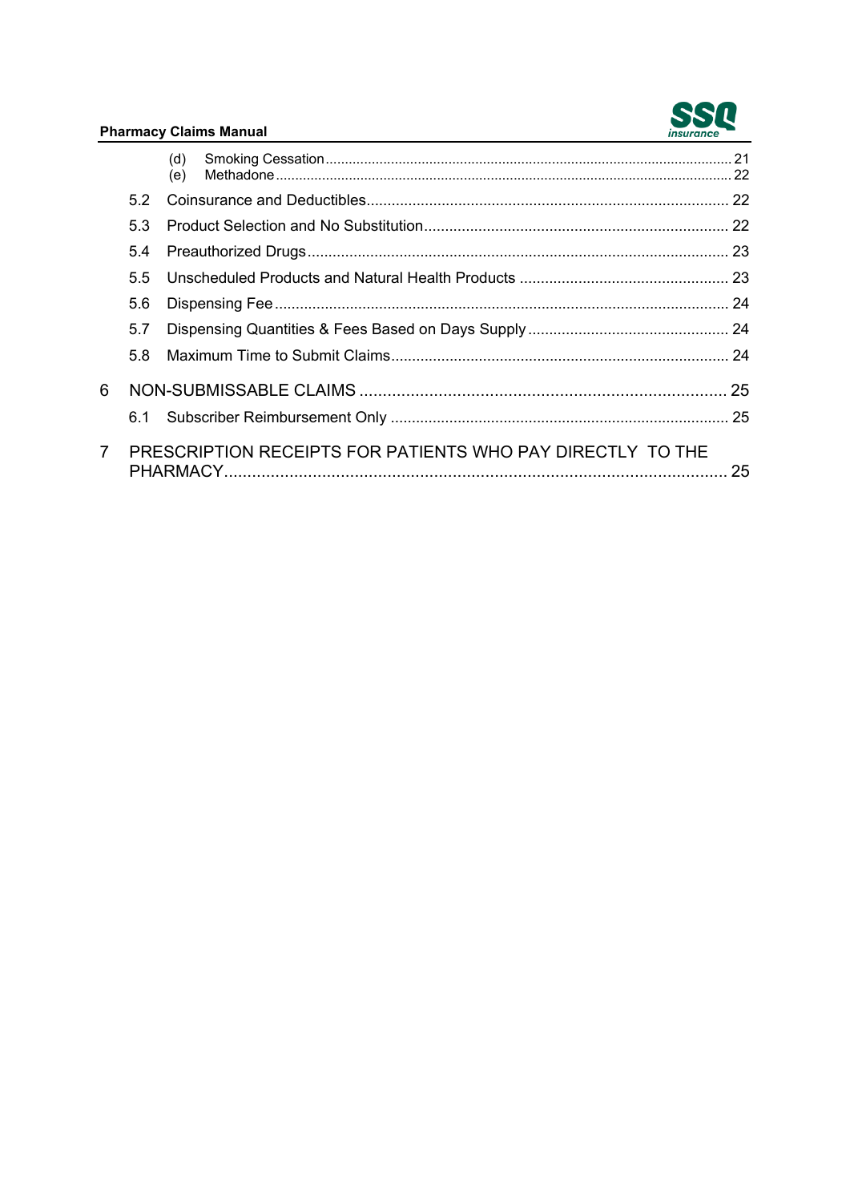(d) Smoking Cessation ..... 21
(e) Methadone ..... 22

5.2 Coinsurance and Deductibles ..... 22

5.3 Product Selection and No Substitution ..... 22

5.4 Preauthorized Drugs ..... 23

5.5 Unscheduled Products and Natural Health Products ..... 23

5.6 Dispensing Fee ..... 24

5.7 Dispensing Quantities & Fees Based on Days Supply ..... 24

5.8 Maximum Time to Submit Claims ..... 24

6 NON-SUBMISSABLE CLAIMS ..... 25

6.1 Subscriber Reimbursement Only ..... 25

7 PRESCRIPTION RECEIPTS FOR PATIENTS WHO PAY DIRECTLY TO THE PHARMACY ..... 25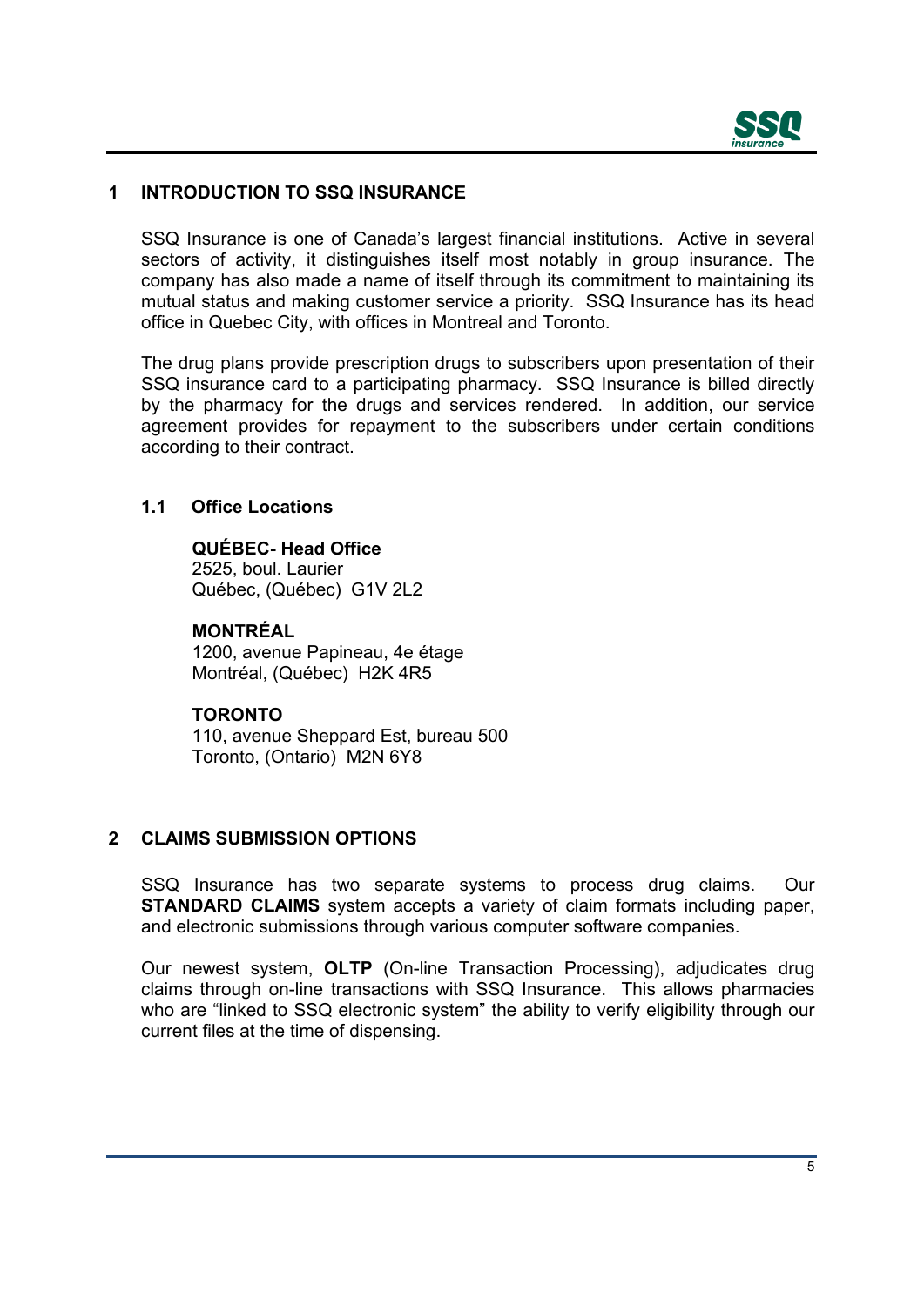# 1 INTRODUCTION TO SSQ INSURANCE

SSQ Insurance is one of Canada's largest financial institutions. Active in several sectors of activity, it distinguishes itself most notably in group insurance. The company has also made a name of itself through its commitment to maintaining its mutual status and making customer service a priority. SSQ Insurance has its head office in Quebec City, with offices in Montreal and Toronto.

The drug plans provide prescription drugs to subscribers upon presentation of their SSQ insurance card to a participating pharmacy. SSQ Insurance is billed directly by the pharmacy for the drugs and services rendered. In addition, our service agreement provides for repayment to the subscribers under certain conditions according to their contract.

## 1.1 Office Locations

**QUÉBEC- Head Office**
2525, boul. Laurier
Québec, (Québec) G1V 2L2

**MONTRÉAL**
1200, avenue Papineau, 4e étage
Montréal, (Québec) H2K 4R5

**TORONTO**
110, avenue Sheppard Est, bureau 500
Toronto, (Ontario) M2N 6Y8

# 2 CLAIMS SUBMISSION OPTIONS

SSQ Insurance has two separate systems to process drug claims. Our **STANDARD CLAIMS** system accepts a variety of claim formats including paper, and electronic submissions through various computer software companies.

Our newest system, **OLTP** (On-line Transaction Processing), adjudicates drug claims through on-line transactions with SSQ Insurance. This allows pharmacies who are "linked to SSQ electronic system" the ability to verify eligibility through our current files at the time of dispensing.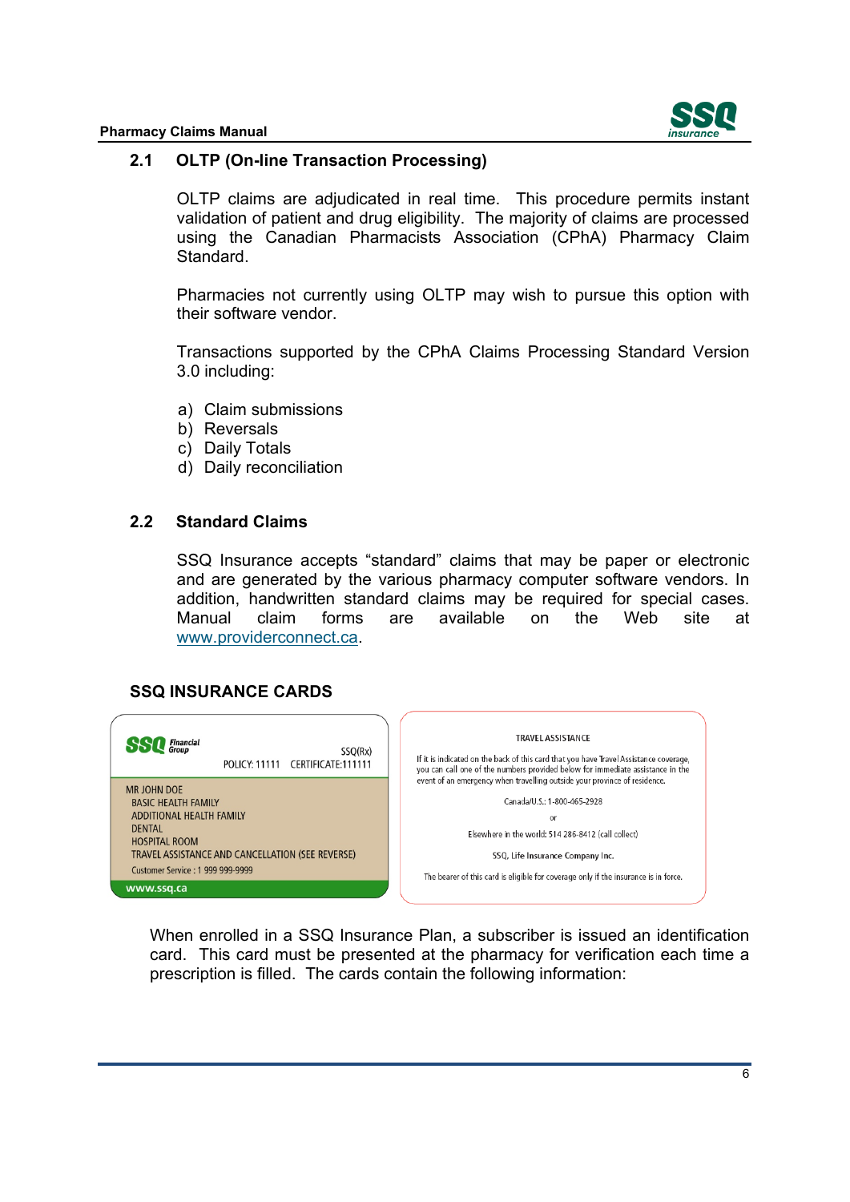## 2.1 OLTP (On-line Transaction Processing)

OLTP claims are adjudicated in real time. This procedure permits instant validation of patient and drug eligibility. The majority of claims are processed using the Canadian Pharmacists Association (CPhA) Pharmacy Claim Standard.

Pharmacies not currently using OLTP may wish to pursue this option with their software vendor.

Transactions supported by the CPhA Claims Processing Standard Version 3.0 including:

a) Claim submissions
b) Reversals
c) Daily Totals
d) Daily reconciliation

## 2.2 Standard Claims

SSQ Insurance accepts "standard" claims that may be paper or electronic and are generated by the various pharmacy computer software vendors. In addition, handwritten standard claims may be required for special cases. Manual claim forms are available on the Web site at www.providerconnect.ca.

## SSQ INSURANCE CARDS

SSQ Financial Group

SSQ(Rx)
POLICY: 11111 CERTIFICATE:111111

MR JOHN DOE
BASIC HEALTH FAMILY
ADDITIONAL HEALTH FAMILY
DENTAL
HOSPITAL ROOM
TRAVEL ASSISTANCE AND CANCELLATION (SEE REVERSE)
Customer Service : 1 999 999-9999

www.ssq.ca

TRAVEL ASSISTANCE

If it is indicated on the back of this card that you have Travel Assistance coverage, you can call one of the numbers provided below for immediate assistance in the event of an emergency when travelling outside your province of residence.

Canada/U.S.: 1-800-465-2928

or

Elsewhere in the world: 514 286-8412 (call collect)

SSQ, Life Insurance Company Inc.

The bearer of this card is eligible for coverage only if the insurance is in force.

When enrolled in a SSQ Insurance Plan, a subscriber is issued an identification card. This card must be presented at the pharmacy for verification each time a prescription is filled. The cards contain the following information: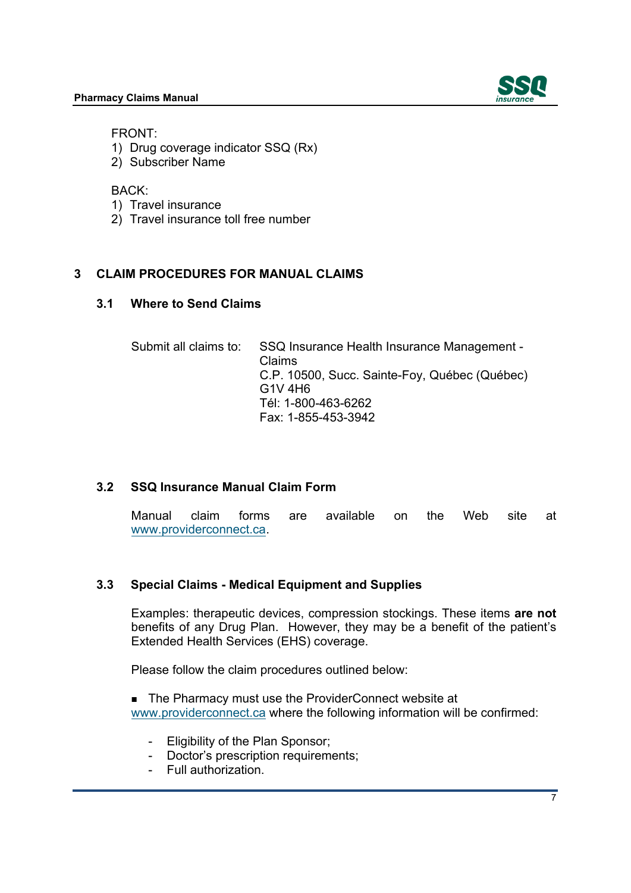FRONT:

1) Drug coverage indicator SSQ (Rx)
2) Subscriber Name

BACK:

1) Travel insurance
2) Travel insurance toll free number

# 3 CLAIM PROCEDURES FOR MANUAL CLAIMS

## 3.1 Where to Send Claims

Submit all claims to: SSQ Insurance Health Insurance Management - Claims
C.P. 10500, Succ. Sainte-Foy, Québec (Québec)
G1V 4H6
Tél: 1-800-463-6262
Fax: 1-855-453-3942

## 3.2 SSQ Insurance Manual Claim Form

Manual claim forms are available on the Web site at www.providerconnect.ca.

## 3.3 Special Claims - Medical Equipment and Supplies

Examples: therapeutic devices, compression stockings. These items **are not** benefits of any Drug Plan. However, they may be a benefit of the patient's Extended Health Services (EHS) coverage.

Please follow the claim procedures outlined below:

- The Pharmacy must use the ProviderConnect website at www.providerconnect.ca where the following information will be confirmed:
  - Eligibility of the Plan Sponsor;
  - Doctor's prescription requirements;
  - Full authorization.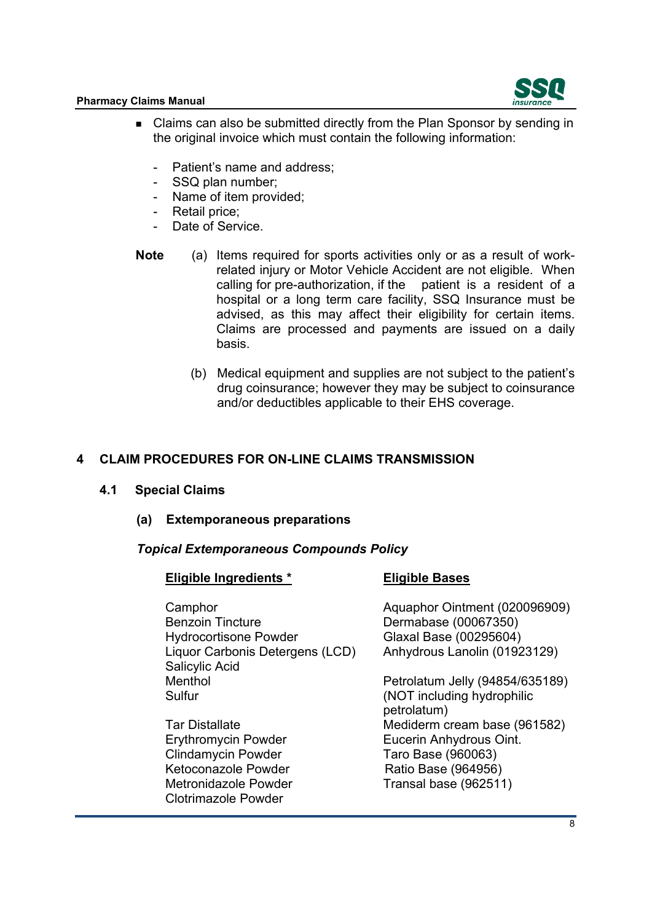- Claims can also be submitted directly from the Plan Sponsor by sending in the original invoice which must contain the following information:

  - Patient's name and address;
  - SSQ plan number;
  - Name of item provided;
  - Retail price;
  - Date of Service.

**Note** (a) Items required for sports activities only or as a result of work-related injury or Motor Vehicle Accident are not eligible. When calling for pre-authorization, if the patient is a resident of a hospital or a long term care facility, SSQ Insurance must be advised, as this may affect their eligibility for certain items. Claims are processed and payments are issued on a daily basis.

(b) Medical equipment and supplies are not subject to the patient's drug coinsurance; however they may be subject to coinsurance and/or deductibles applicable to their EHS coverage.

# 4 CLAIM PROCEDURES FOR ON-LINE CLAIMS TRANSMISSION

## 4.1 Special Claims

### (a) Extemporaneous preparations

***Topical Extemporaneous Compounds Policy***

| **Eligible Ingredients *** | **Eligible Bases** |
|---|---|
| Camphor | Aquaphor Ointment (020096909) |
| Benzoin Tincture | Dermabase (00067350) |
| Hydrocortisone Powder | Glaxal Base (00295604) |
| Liquor Carbonis Detergens (LCD) | Anhydrous Lanolin (01923129) |
| Salicylic Acid | |
| Menthol | Petrolatum Jelly (94854/635189) |
| Sulfur | (NOT including hydrophilic petrolatum) |
| Tar Distallate | Mediderm cream base (961582) |
| Erythromycin Powder | Eucerin Anhydrous Oint. |
| Clindamycin Powder | Taro Base (960063) |
| Ketoconazole Powder | Ratio Base (964956) |
| Metronidazole Powder | Transal base (962511) |
| Clotrimazole Powder | |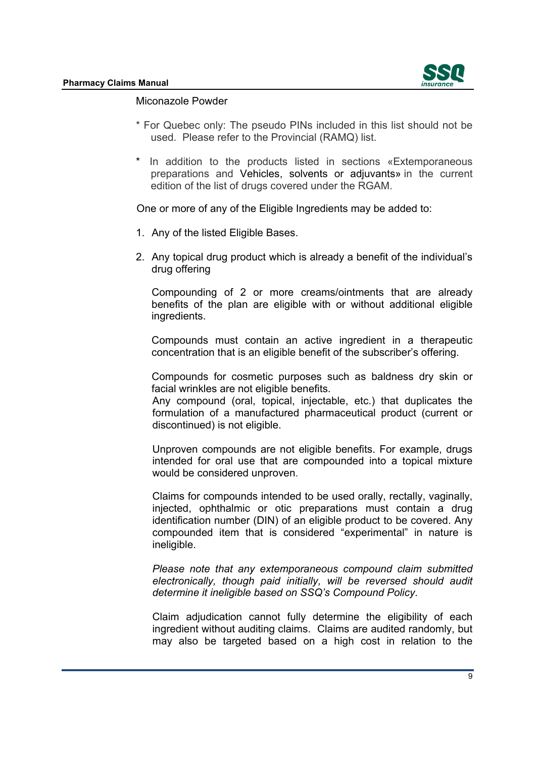Miconazole Powder

* For Quebec only: The pseudo PINs included in this list should not be used. Please refer to the Provincial (RAMQ) list.

* In addition to the products listed in sections «Extemporaneous preparations and Vehicles, solvents or adjuvants» in the current edition of the list of drugs covered under the RGAM.

One or more of any of the Eligible Ingredients may be added to:

1. Any of the listed Eligible Bases.
2. Any topical drug product which is already a benefit of the individual's drug offering

   Compounding of 2 or more creams/ointments that are already benefits of the plan are eligible with or without additional eligible ingredients.

   Compounds must contain an active ingredient in a therapeutic concentration that is an eligible benefit of the subscriber's offering.

   Compounds for cosmetic purposes such as baldness dry skin or facial wrinkles are not eligible benefits.
   Any compound (oral, topical, injectable, etc.) that duplicates the formulation of a manufactured pharmaceutical product (current or discontinued) is not eligible.

   Unproven compounds are not eligible benefits. For example, drugs intended for oral use that are compounded into a topical mixture would be considered unproven.

   Claims for compounds intended to be used orally, rectally, vaginally, injected, ophthalmic or otic preparations must contain a drug identification number (DIN) of an eligible product to be covered. Any compounded item that is considered "experimental" in nature is ineligible.

   *Please note that any extemporaneous compound claim submitted electronically, though paid initially, will be reversed should audit determine it ineligible based on SSQ's Compound Policy.*

   Claim adjudication cannot fully determine the eligibility of each ingredient without auditing claims. Claims are audited randomly, but may also be targeted based on a high cost in relation to the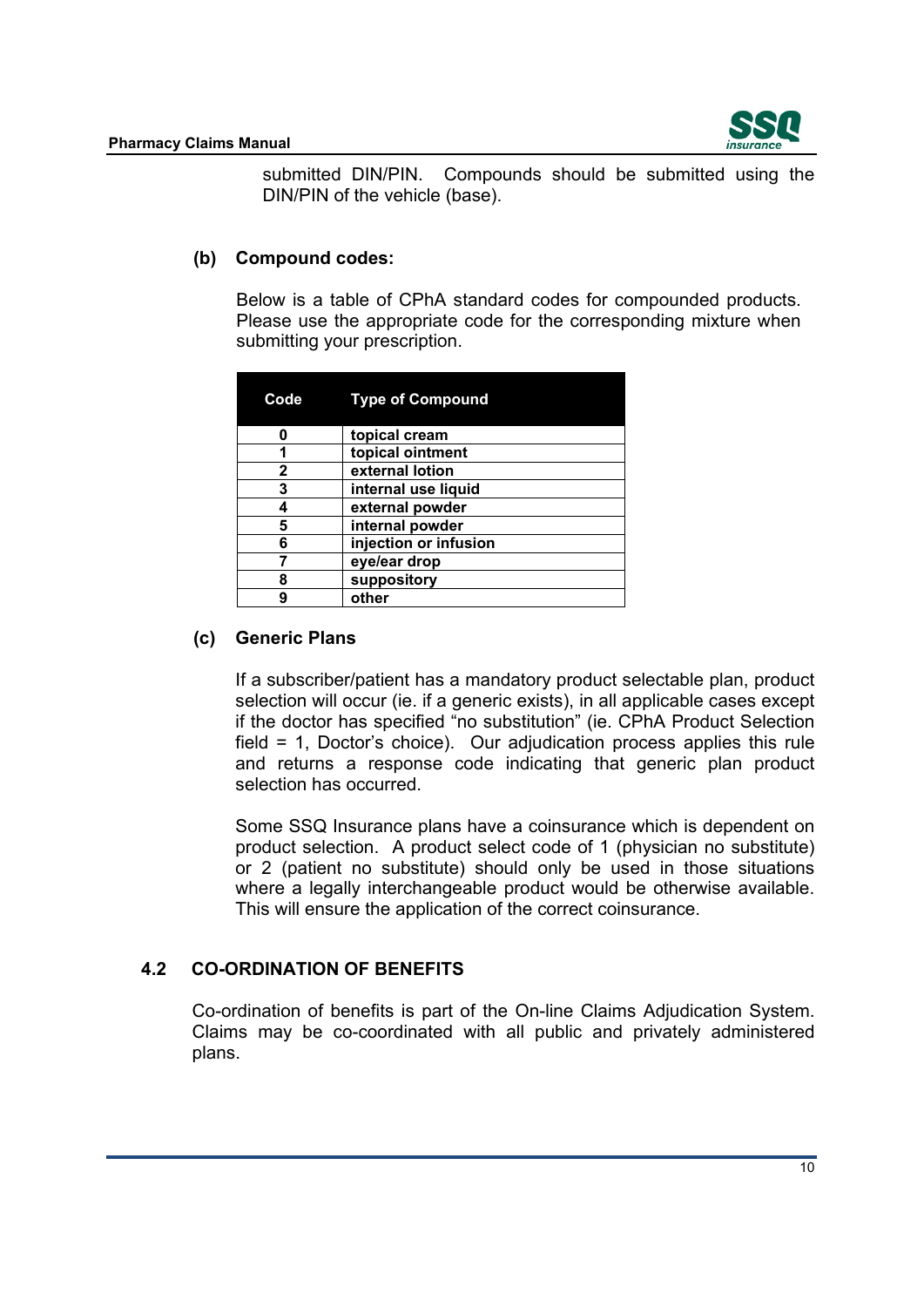submitted DIN/PIN. Compounds should be submitted using the DIN/PIN of the vehicle (base).

**(b) Compound codes:**

Below is a table of CPhA standard codes for compounded products. Please use the appropriate code for the corresponding mixture when submitting your prescription.

| Code | Type of Compound |
|---|---|
| **0** | **topical cream** |
| **1** | **topical ointment** |
| **2** | **external lotion** |
| **3** | **internal use liquid** |
| **4** | **external powder** |
| **5** | **internal powder** |
| **6** | **injection or infusion** |
| **7** | **eye/ear drop** |
| **8** | **suppository** |
| **9** | **other** |

**(c) Generic Plans**

If a subscriber/patient has a mandatory product selectable plan, product selection will occur (ie. if a generic exists), in all applicable cases except if the doctor has specified "no substitution" (ie. CPhA Product Selection field = 1, Doctor's choice). Our adjudication process applies this rule and returns a response code indicating that generic plan product selection has occurred.

Some SSQ Insurance plans have a coinsurance which is dependent on product selection. A product select code of 1 (physician no substitute) or 2 (patient no substitute) should only be used in those situations where a legally interchangeable product would be otherwise available. This will ensure the application of the correct coinsurance.

## 4.2 CO-ORDINATION OF BENEFITS

Co-ordination of benefits is part of the On-line Claims Adjudication System. Claims may be co-coordinated with all public and privately administered plans.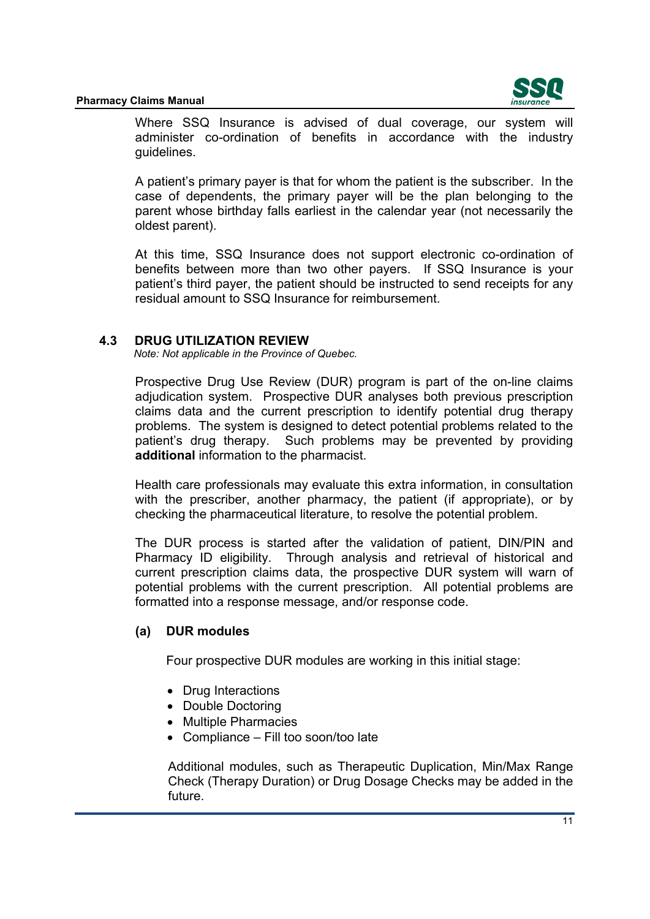Where SSQ Insurance is advised of dual coverage, our system will administer co-ordination of benefits in accordance with the industry guidelines.

A patient's primary payer is that for whom the patient is the subscriber. In the case of dependents, the primary payer will be the plan belonging to the parent whose birthday falls earliest in the calendar year (not necessarily the oldest parent).

At this time, SSQ Insurance does not support electronic co-ordination of benefits between more than two other payers. If SSQ Insurance is your patient's third payer, the patient should be instructed to send receipts for any residual amount to SSQ Insurance for reimbursement.

## 4.3 DRUG UTILIZATION REVIEW

*Note: Not applicable in the Province of Quebec.*

Prospective Drug Use Review (DUR) program is part of the on-line claims adjudication system. Prospective DUR analyses both previous prescription claims data and the current prescription to identify potential drug therapy problems. The system is designed to detect potential problems related to the patient's drug therapy. Such problems may be prevented by providing **additional** information to the pharmacist.

Health care professionals may evaluate this extra information, in consultation with the prescriber, another pharmacy, the patient (if appropriate), or by checking the pharmaceutical literature, to resolve the potential problem.

The DUR process is started after the validation of patient, DIN/PIN and Pharmacy ID eligibility. Through analysis and retrieval of historical and current prescription claims data, the prospective DUR system will warn of potential problems with the current prescription. All potential problems are formatted into a response message, and/or response code.

### (a) DUR modules

Four prospective DUR modules are working in this initial stage:

- Drug Interactions
- Double Doctoring
- Multiple Pharmacies
- Compliance – Fill too soon/too late

Additional modules, such as Therapeutic Duplication, Min/Max Range Check (Therapy Duration) or Drug Dosage Checks may be added in the future.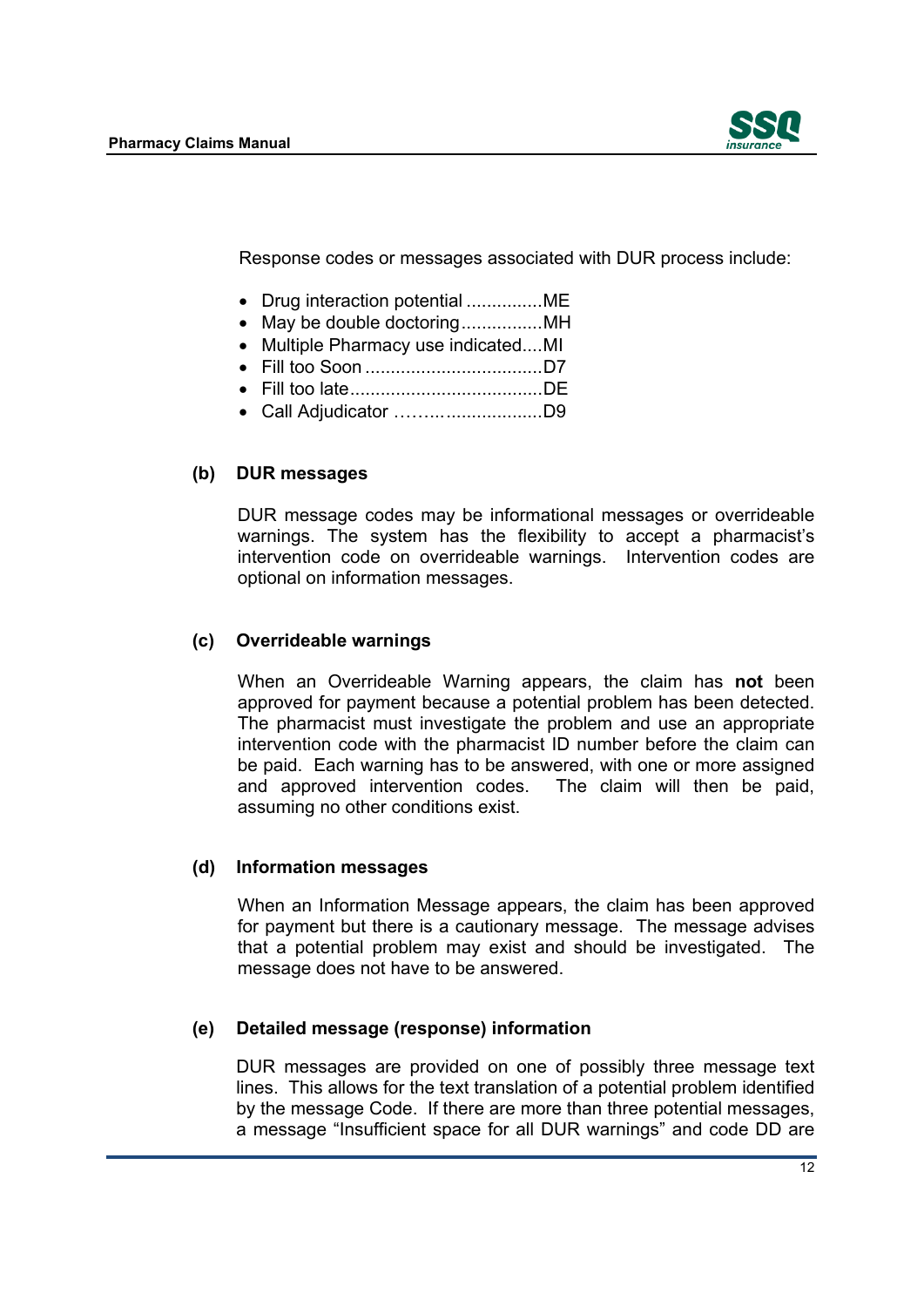Response codes or messages associated with DUR process include:

- Drug interaction potential ...............ME
- May be double doctoring................MH
- Multiple Pharmacy use indicated....MI
- Fill too Soon ...................................D7
- Fill too late......................................DE
- Call Adjudicator ………..................D9

**(b) DUR messages**

DUR message codes may be informational messages or overrideable warnings. The system has the flexibility to accept a pharmacist's intervention code on overrideable warnings. Intervention codes are optional on information messages.

**(c) Overrideable warnings**

When an Overrideable Warning appears, the claim has **not** been approved for payment because a potential problem has been detected. The pharmacist must investigate the problem and use an appropriate intervention code with the pharmacist ID number before the claim can be paid. Each warning has to be answered, with one or more assigned and approved intervention codes. The claim will then be paid, assuming no other conditions exist.

**(d) Information messages**

When an Information Message appears, the claim has been approved for payment but there is a cautionary message. The message advises that a potential problem may exist and should be investigated. The message does not have to be answered.

**(e) Detailed message (response) information**

DUR messages are provided on one of possibly three message text lines. This allows for the text translation of a potential problem identified by the message Code. If there are more than three potential messages, a message "Insufficient space for all DUR warnings" and code DD are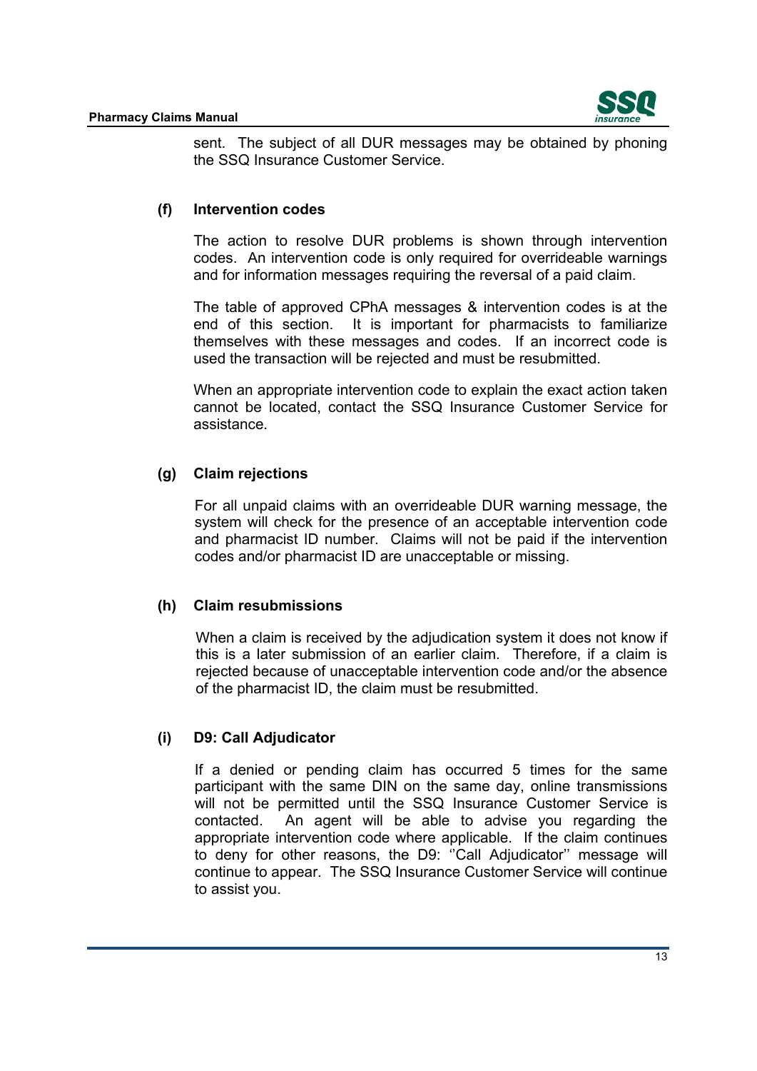sent. The subject of all DUR messages may be obtained by phoning the SSQ Insurance Customer Service.

**(f) Intervention codes**

The action to resolve DUR problems is shown through intervention codes. An intervention code is only required for overrideable warnings and for information messages requiring the reversal of a paid claim.

The table of approved CPhA messages & intervention codes is at the end of this section. It is important for pharmacists to familiarize themselves with these messages and codes. If an incorrect code is used the transaction will be rejected and must be resubmitted.

When an appropriate intervention code to explain the exact action taken cannot be located, contact the SSQ Insurance Customer Service for assistance.

**(g) Claim rejections**

For all unpaid claims with an overrideable DUR warning message, the system will check for the presence of an acceptable intervention code and pharmacist ID number. Claims will not be paid if the intervention codes and/or pharmacist ID are unacceptable or missing.

**(h) Claim resubmissions**

When a claim is received by the adjudication system it does not know if this is a later submission of an earlier claim. Therefore, if a claim is rejected because of unacceptable intervention code and/or the absence of the pharmacist ID, the claim must be resubmitted.

**(i) D9: Call Adjudicator**

If a denied or pending claim has occurred 5 times for the same participant with the same DIN on the same day, online transmissions will not be permitted until the SSQ Insurance Customer Service is contacted. An agent will be able to advise you regarding the appropriate intervention code where applicable. If the claim continues to deny for other reasons, the D9: ''Call Adjudicator'' message will continue to appear. The SSQ Insurance Customer Service will continue to assist you.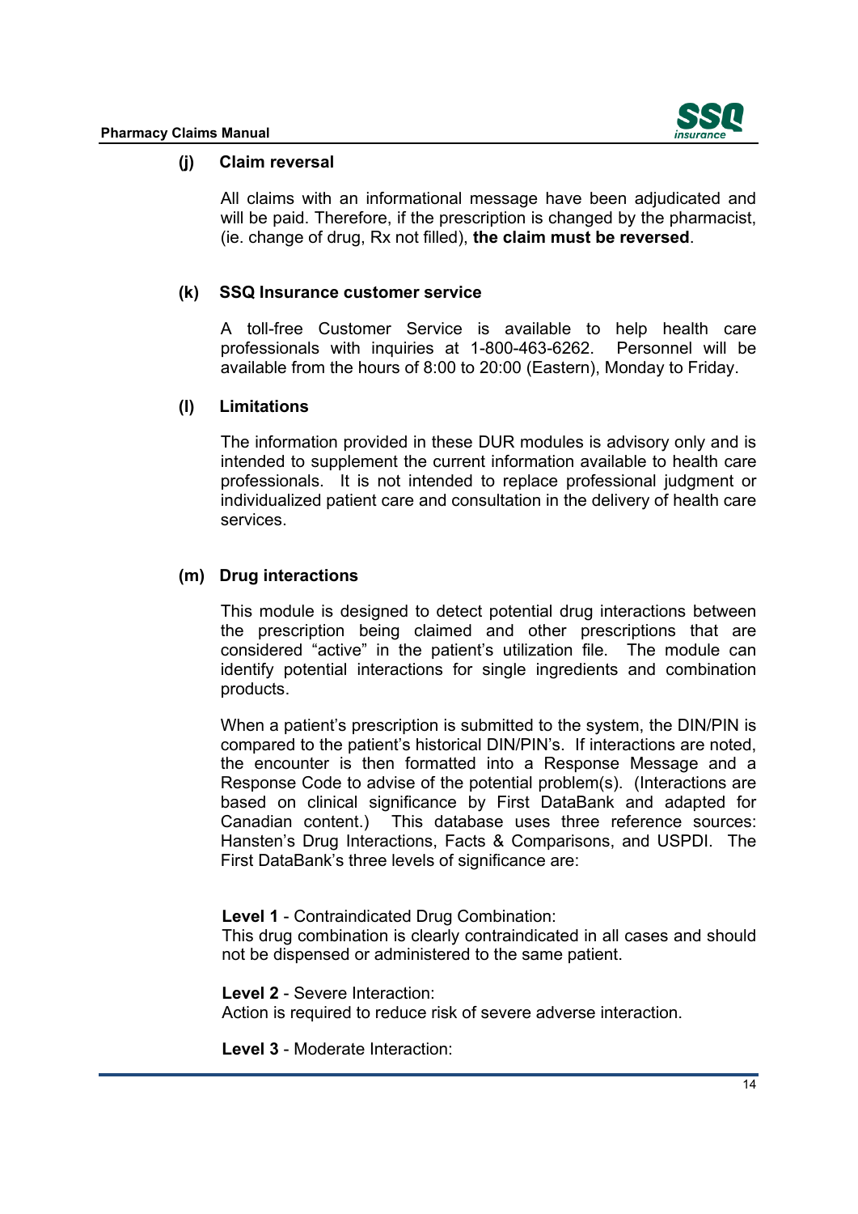### (j) Claim reversal

All claims with an informational message have been adjudicated and will be paid. Therefore, if the prescription is changed by the pharmacist, (ie. change of drug, Rx not filled), **the claim must be reversed**.

### (k) SSQ Insurance customer service

A toll-free Customer Service is available to help health care professionals with inquiries at 1-800-463-6262. Personnel will be available from the hours of 8:00 to 20:00 (Eastern), Monday to Friday.

### (l) Limitations

The information provided in these DUR modules is advisory only and is intended to supplement the current information available to health care professionals. It is not intended to replace professional judgment or individualized patient care and consultation in the delivery of health care services.

### (m) Drug interactions

This module is designed to detect potential drug interactions between the prescription being claimed and other prescriptions that are considered "active" in the patient's utilization file. The module can identify potential interactions for single ingredients and combination products.

When a patient's prescription is submitted to the system, the DIN/PIN is compared to the patient's historical DIN/PIN's. If interactions are noted, the encounter is then formatted into a Response Message and a Response Code to advise of the potential problem(s). (Interactions are based on clinical significance by First DataBank and adapted for Canadian content.) This database uses three reference sources: Hansten's Drug Interactions, Facts & Comparisons, and USPDI. The First DataBank's three levels of significance are:

**Level 1** - Contraindicated Drug Combination:
This drug combination is clearly contraindicated in all cases and should not be dispensed or administered to the same patient.

**Level 2** - Severe Interaction:
Action is required to reduce risk of severe adverse interaction.

**Level 3** - Moderate Interaction: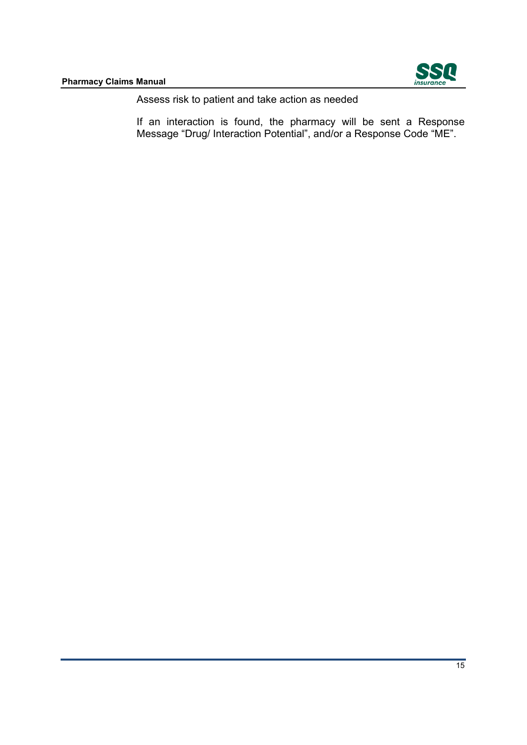Assess risk to patient and take action as needed

If an interaction is found, the pharmacy will be sent a Response Message "Drug/ Interaction Potential", and/or a Response Code "ME".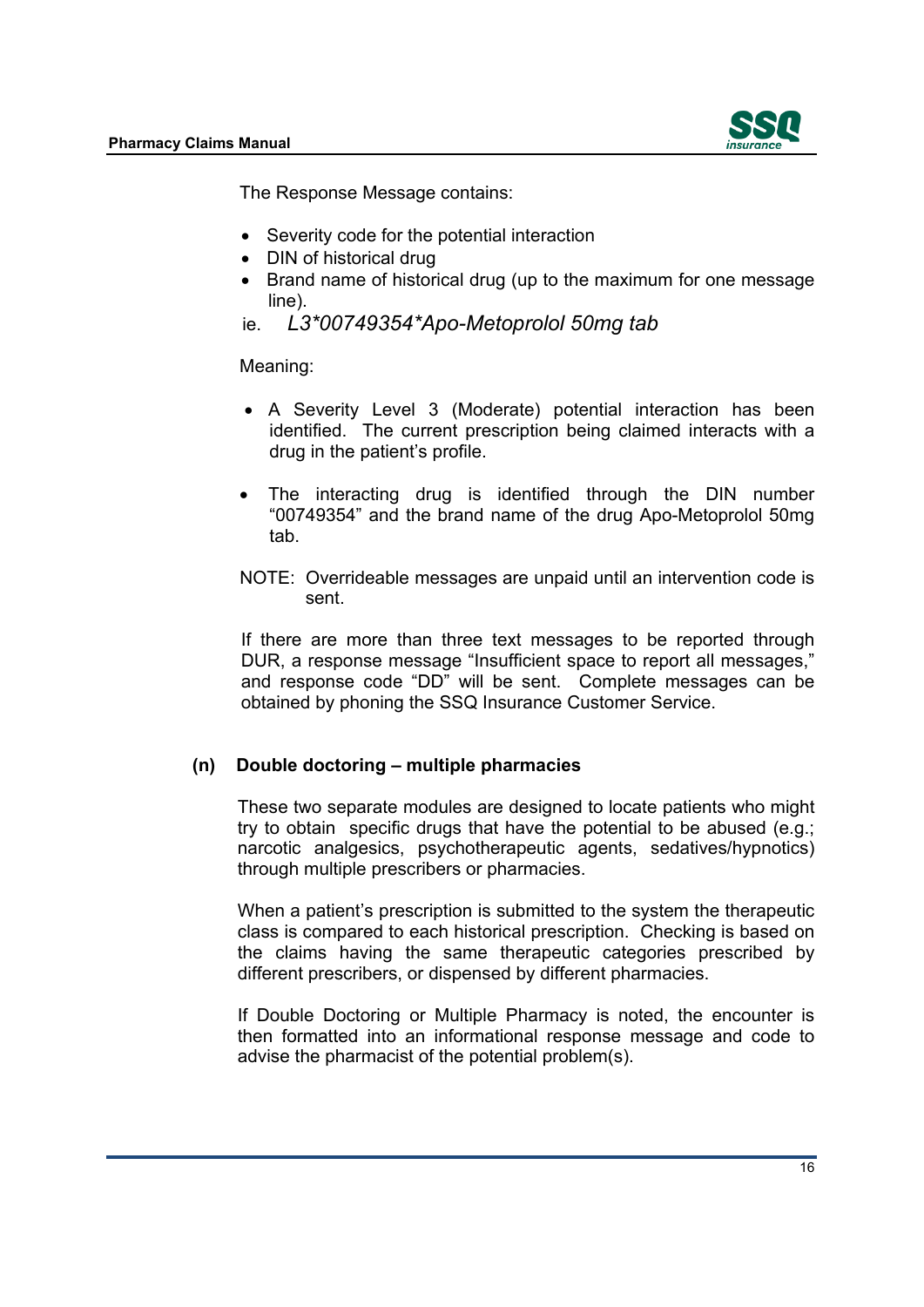The Response Message contains:

- Severity code for the potential interaction
- DIN of historical drug
- Brand name of historical drug (up to the maximum for one message line).

ie. *L3*00749354*Apo-Metoprolol 50mg tab*

Meaning:

- A Severity Level 3 (Moderate) potential interaction has been identified. The current prescription being claimed interacts with a drug in the patient's profile.
- The interacting drug is identified through the DIN number "00749354" and the brand name of the drug Apo-Metoprolol 50mg tab.

NOTE: Overrideable messages are unpaid until an intervention code is sent.

If there are more than three text messages to be reported through DUR, a response message "Insufficient space to report all messages," and response code "DD" will be sent. Complete messages can be obtained by phoning the SSQ Insurance Customer Service.

### (n) Double doctoring – multiple pharmacies

These two separate modules are designed to locate patients who might try to obtain specific drugs that have the potential to be abused (e.g.; narcotic analgesics, psychotherapeutic agents, sedatives/hypnotics) through multiple prescribers or pharmacies.

When a patient's prescription is submitted to the system the therapeutic class is compared to each historical prescription. Checking is based on the claims having the same therapeutic categories prescribed by different prescribers, or dispensed by different pharmacies.

If Double Doctoring or Multiple Pharmacy is noted, the encounter is then formatted into an informational response message and code to advise the pharmacist of the potential problem(s).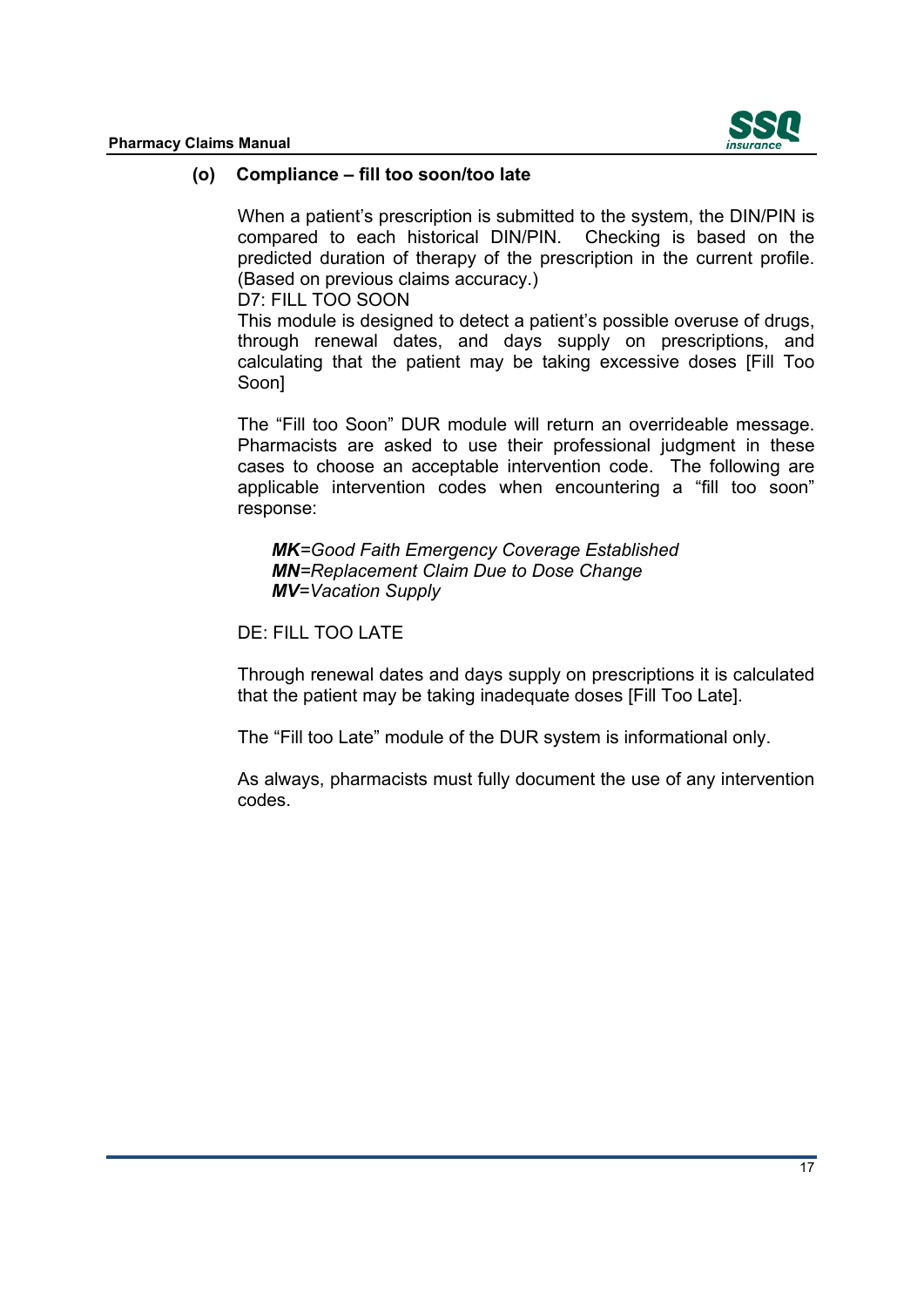### (o) Compliance – fill too soon/too late

When a patient's prescription is submitted to the system, the DIN/PIN is compared to each historical DIN/PIN. Checking is based on the predicted duration of therapy of the prescription in the current profile. (Based on previous claims accuracy.)
D7: FILL TOO SOON
This module is designed to detect a patient's possible overuse of drugs, through renewal dates, and days supply on prescriptions, and calculating that the patient may be taking excessive doses [Fill Too Soon]

The "Fill too Soon" DUR module will return an overrideable message. Pharmacists are asked to use their professional judgment in these cases to choose an acceptable intervention code. The following are applicable intervention codes when encountering a "fill too soon" response:

> ***MK****=Good Faith Emergency Coverage Established*
> ***MN****=Replacement Claim Due to Dose Change*
> ***MV****=Vacation Supply*

DE: FILL TOO LATE

Through renewal dates and days supply on prescriptions it is calculated that the patient may be taking inadequate doses [Fill Too Late].

The "Fill too Late" module of the DUR system is informational only.

As always, pharmacists must fully document the use of any intervention codes.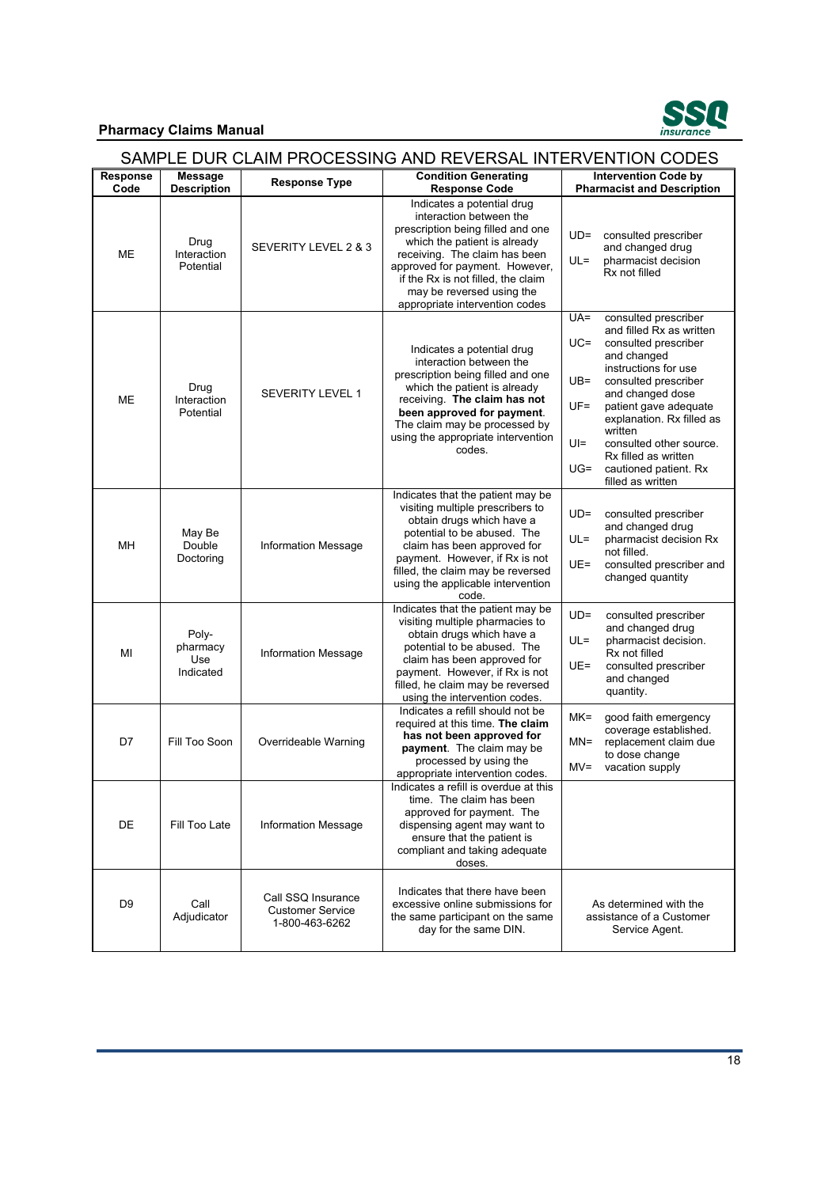## SAMPLE DUR CLAIM PROCESSING AND REVERSAL INTERVENTION CODES

| Response Code | Message Description | Response Type | Condition Generating Response Code | Intervention Code by Pharmacist and Description |
|---|---|---|---|---|
| ME | Drug Interaction Potential | SEVERITY LEVEL 2 & 3 | Indicates a potential drug interaction between the prescription being filled and one which the patient is already receiving. The claim has been approved for payment. However, if the Rx is not filled, the claim may be reversed using the appropriate intervention codes | UD= consulted prescriber and changed drug<br>UL= pharmacist decision Rx not filled |
| ME | Drug Interaction Potential | SEVERITY LEVEL 1 | Indicates a potential drug interaction between the prescription being filled and one which the patient is already receiving. **The claim has not been approved for payment**. The claim may be processed by using the appropriate intervention codes. | UA= consulted prescriber and filled Rx as written<br>UC= consulted prescriber and changed instructions for use<br>UB= consulted prescriber and changed dose<br>UF= patient gave adequate explanation. Rx filled as written<br>UI= consulted other source. Rx filled as written<br>UG= cautioned patient. Rx filled as written |
| MH | May Be Double Doctoring | Information Message | Indicates that the patient may be visiting multiple prescribers to obtain drugs which have a potential to be abused. The claim has been approved for payment. However, if Rx is not filled, the claim may be reversed using the applicable intervention code. | UD= consulted prescriber and changed drug<br>UL= pharmacist decision Rx not filled.<br>UE= consulted prescriber and changed quantity |
| MI | Poly-pharmacy Use Indicated | Information Message | Indicates that the patient may be visiting multiple pharmacies to obtain drugs which have a potential to be abused. The claim has been approved for payment. However, if Rx is not filled, he claim may be reversed using the intervention codes. | UD= consulted prescriber and changed drug<br>UL= pharmacist decision. Rx not filled<br>UE= consulted prescriber and changed quantity. |
| D7 | Fill Too Soon | Overrideable Warning | Indicates a refill should not be required at this time. **The claim has not been approved for payment**. The claim may be processed by using the appropriate intervention codes. | MK= good faith emergency coverage established.<br>MN= replacement claim due to dose change<br>MV= vacation supply |
| DE | Fill Too Late | Information Message | Indicates a refill is overdue at this time. The claim has been approved for payment. The dispensing agent may want to ensure that the patient is compliant and taking adequate doses. | |
| D9 | Call Adjudicator | Call SSQ Insurance Customer Service 1-800-463-6262 | Indicates that there have been excessive online submissions for the same participant on the same day for the same DIN. | As determined with the assistance of a Customer Service Agent. |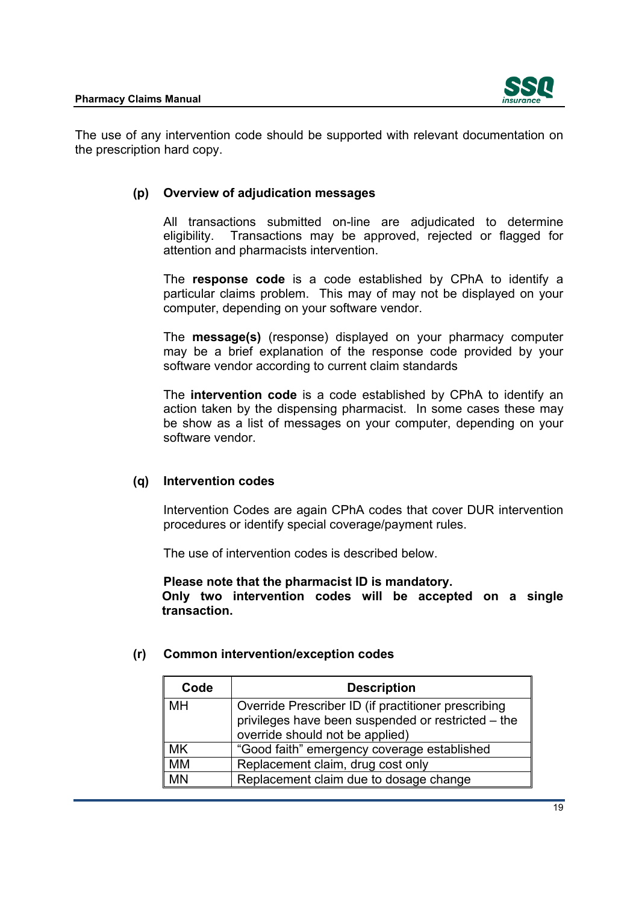The use of any intervention code should be supported with relevant documentation on the prescription hard copy.

### (p) Overview of adjudication messages

All transactions submitted on-line are adjudicated to determine eligibility. Transactions may be approved, rejected or flagged for attention and pharmacists intervention.

The **response code** is a code established by CPhA to identify a particular claims problem. This may of may not be displayed on your computer, depending on your software vendor.

The **message(s)** (response) displayed on your pharmacy computer may be a brief explanation of the response code provided by your software vendor according to current claim standards

The **intervention code** is a code established by CPhA to identify an action taken by the dispensing pharmacist. In some cases these may be show as a list of messages on your computer, depending on your software vendor.

### (q) Intervention codes

Intervention Codes are again CPhA codes that cover DUR intervention procedures or identify special coverage/payment rules.

The use of intervention codes is described below.

**Please note that the pharmacist ID is mandatory.**
**Only two intervention codes will be accepted on a single transaction.**

### (r) Common intervention/exception codes

| Code | Description |
|---|---|
| MH | Override Prescriber ID (if practitioner prescribing privileges have been suspended or restricted – the override should not be applied) |
| MK | "Good faith" emergency coverage established |
| MM | Replacement claim, drug cost only |
| MN | Replacement claim due to dosage change |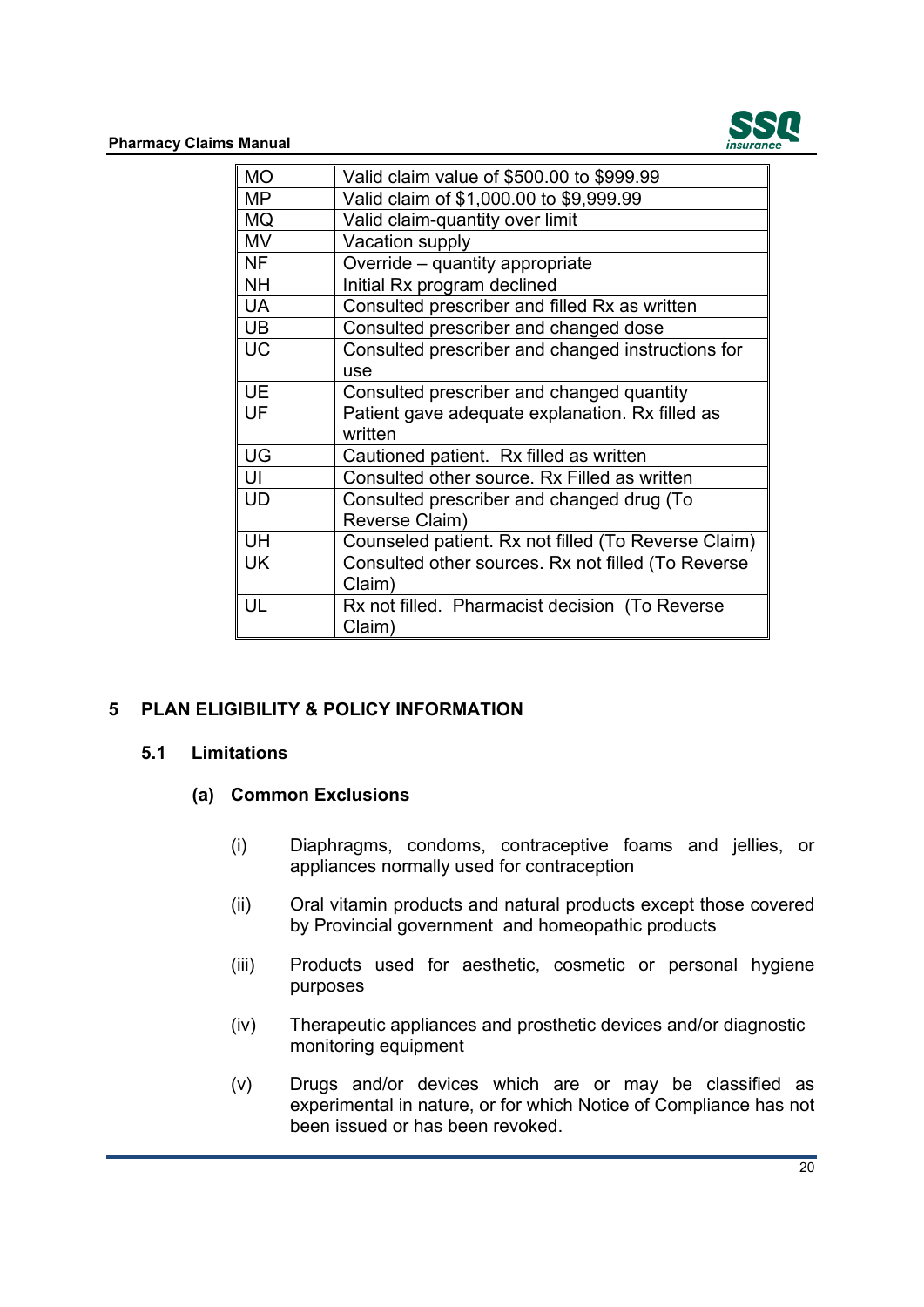| | |
|---|---|
| MO | Valid claim value of $500.00 to $999.99 |
| MP | Valid claim of $1,000.00 to $9,999.99 |
| MQ | Valid claim-quantity over limit |
| MV | Vacation supply |
| NF | Override – quantity appropriate |
| NH | Initial Rx program declined |
| UA | Consulted prescriber and filled Rx as written |
| UB | Consulted prescriber and changed dose |
| UC | Consulted prescriber and changed instructions for use |
| UE | Consulted prescriber and changed quantity |
| UF | Patient gave adequate explanation. Rx filled as written |
| UG | Cautioned patient. Rx filled as written |
| UI | Consulted other source. Rx Filled as written |
| UD | Consulted prescriber and changed drug (To Reverse Claim) |
| UH | Counseled patient. Rx not filled (To Reverse Claim) |
| UK | Consulted other sources. Rx not filled (To Reverse Claim) |
| UL | Rx not filled. Pharmacist decision (To Reverse Claim) |

# 5 PLAN ELIGIBILITY & POLICY INFORMATION

## 5.1 Limitations

### (a) Common Exclusions

(i) Diaphragms, condoms, contraceptive foams and jellies, or appliances normally used for contraception

(ii) Oral vitamin products and natural products except those covered by Provincial government and homeopathic products

(iii) Products used for aesthetic, cosmetic or personal hygiene purposes

(iv) Therapeutic appliances and prosthetic devices and/or diagnostic monitoring equipment

(v) Drugs and/or devices which are or may be classified as experimental in nature, or for which Notice of Compliance has not been issued or has been revoked.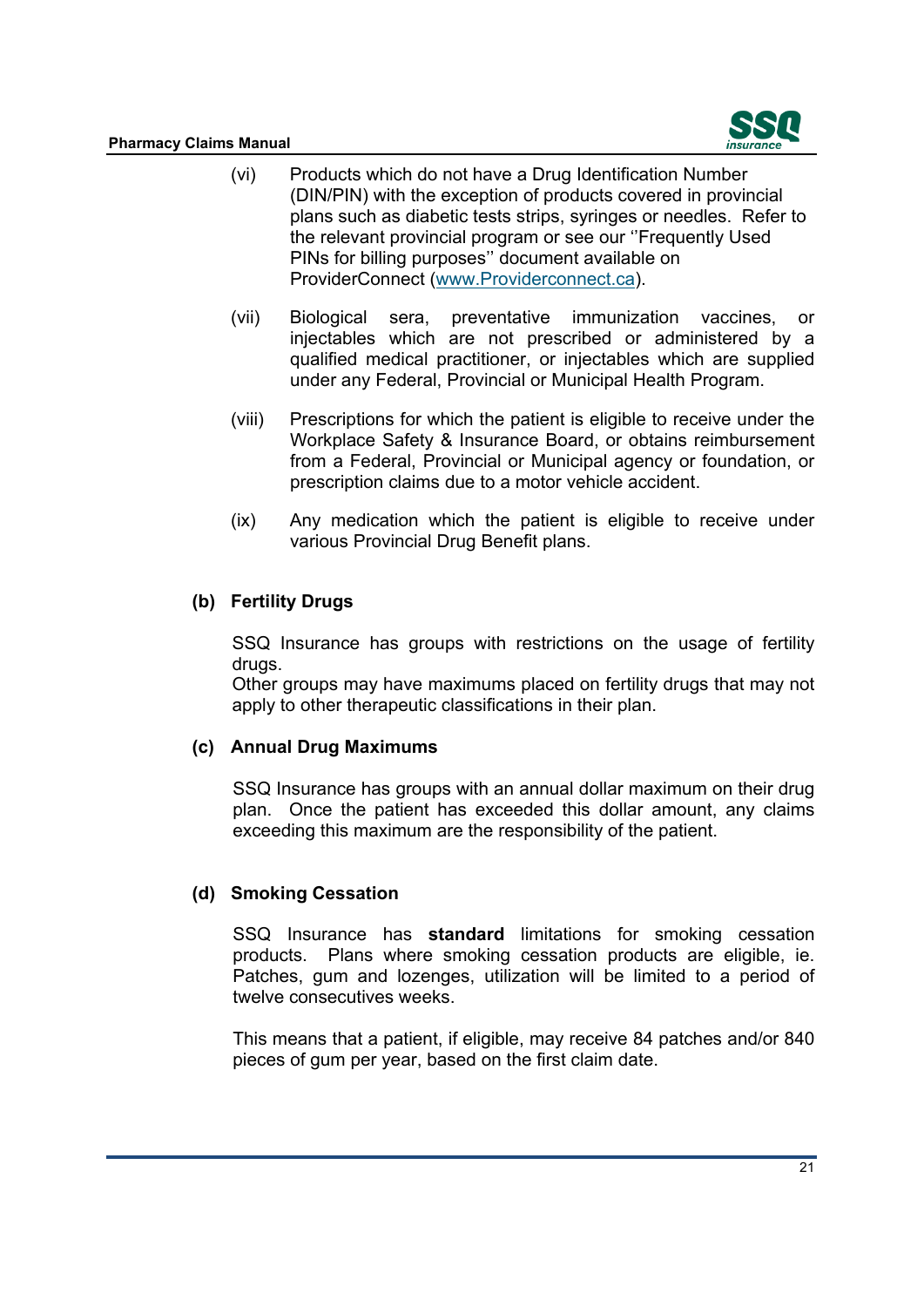(vi) Products which do not have a Drug Identification Number (DIN/PIN) with the exception of products covered in provincial plans such as diabetic tests strips, syringes or needles. Refer to the relevant provincial program or see our ''Frequently Used PINs for billing purposes'' document available on ProviderConnect (www.Providerconnect.ca).

(vii) Biological sera, preventative immunization vaccines, or injectables which are not prescribed or administered by a qualified medical practitioner, or injectables which are supplied under any Federal, Provincial or Municipal Health Program.

(viii) Prescriptions for which the patient is eligible to receive under the Workplace Safety & Insurance Board, or obtains reimbursement from a Federal, Provincial or Municipal agency or foundation, or prescription claims due to a motor vehicle accident.

(ix) Any medication which the patient is eligible to receive under various Provincial Drug Benefit plans.

### (b) Fertility Drugs

SSQ Insurance has groups with restrictions on the usage of fertility drugs.
Other groups may have maximums placed on fertility drugs that may not apply to other therapeutic classifications in their plan.

### (c) Annual Drug Maximums

SSQ Insurance has groups with an annual dollar maximum on their drug plan. Once the patient has exceeded this dollar amount, any claims exceeding this maximum are the responsibility of the patient.

### (d) Smoking Cessation

SSQ Insurance has **standard** limitations for smoking cessation products. Plans where smoking cessation products are eligible, ie. Patches, gum and lozenges, utilization will be limited to a period of twelve consecutives weeks.

This means that a patient, if eligible, may receive 84 patches and/or 840 pieces of gum per year, based on the first claim date.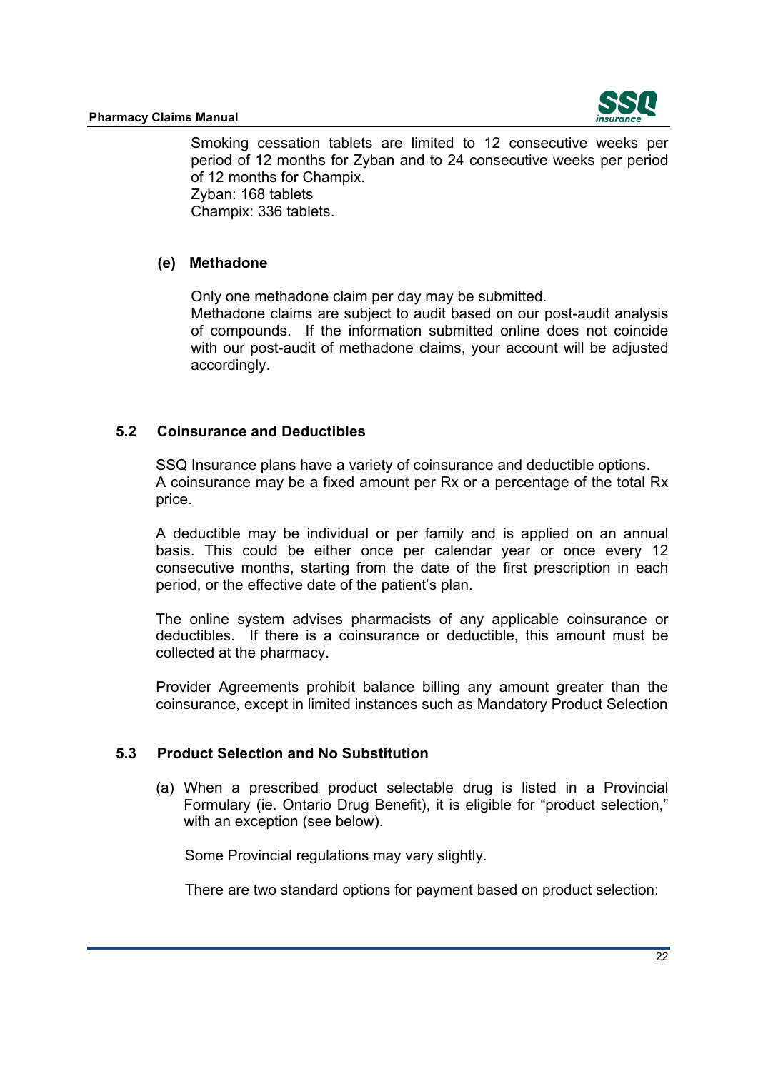Smoking cessation tablets are limited to 12 consecutive weeks per period of 12 months for Zyban and to 24 consecutive weeks per period of 12 months for Champix.
Zyban: 168 tablets
Champix: 336 tablets.

**(e) Methadone**

Only one methadone claim per day may be submitted.
Methadone claims are subject to audit based on our post-audit analysis of compounds. If the information submitted online does not coincide with our post-audit of methadone claims, your account will be adjusted accordingly.

### 5.2 Coinsurance and Deductibles

SSQ Insurance plans have a variety of coinsurance and deductible options.
A coinsurance may be a fixed amount per Rx or a percentage of the total Rx price.

A deductible may be individual or per family and is applied on an annual basis. This could be either once per calendar year or once every 12 consecutive months, starting from the date of the first prescription in each period, or the effective date of the patient's plan.

The online system advises pharmacists of any applicable coinsurance or deductibles. If there is a coinsurance or deductible, this amount must be collected at the pharmacy.

Provider Agreements prohibit balance billing any amount greater than the coinsurance, except in limited instances such as Mandatory Product Selection

### 5.3 Product Selection and No Substitution

(a) When a prescribed product selectable drug is listed in a Provincial Formulary (ie. Ontario Drug Benefit), it is eligible for "product selection," with an exception (see below).

Some Provincial regulations may vary slightly.

There are two standard options for payment based on product selection: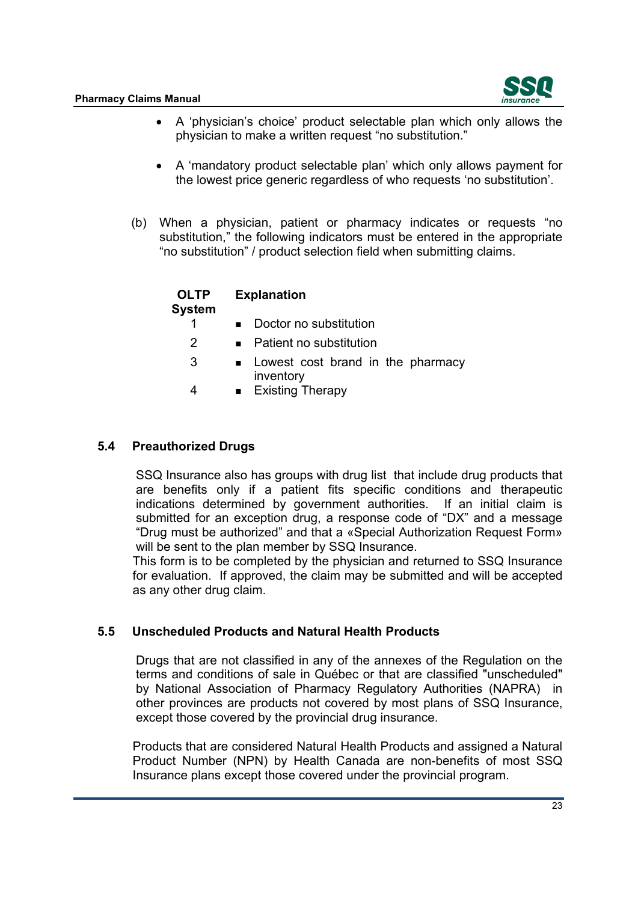- A 'physician's choice' product selectable plan which only allows the physician to make a written request "no substitution."

- A 'mandatory product selectable plan' which only allows payment for the lowest price generic regardless of who requests 'no substitution'.

(b) When a physician, patient or pharmacy indicates or requests "no substitution," the following indicators must be entered in the appropriate "no substitution" / product selection field when submitting claims.

| OLTP System | Explanation |
|---|---|
| 1 | Doctor no substitution |
| 2 | Patient no substitution |
| 3 | Lowest cost brand in the pharmacy inventory |
| 4 | Existing Therapy |

## 5.4 Preauthorized Drugs

SSQ Insurance also has groups with drug list that include drug products that are benefits only if a patient fits specific conditions and therapeutic indications determined by government authorities. If an initial claim is submitted for an exception drug, a response code of "DX" and a message "Drug must be authorized" and that a «Special Authorization Request Form» will be sent to the plan member by SSQ Insurance.
This form is to be completed by the physician and returned to SSQ Insurance for evaluation. If approved, the claim may be submitted and will be accepted as any other drug claim.

## 5.5 Unscheduled Products and Natural Health Products

Drugs that are not classified in any of the annexes of the Regulation on the terms and conditions of sale in Québec or that are classified "unscheduled" by National Association of Pharmacy Regulatory Authorities (NAPRA) in other provinces are products not covered by most plans of SSQ Insurance, except those covered by the provincial drug insurance.

Products that are considered Natural Health Products and assigned a Natural Product Number (NPN) by Health Canada are non-benefits of most SSQ Insurance plans except those covered under the provincial program.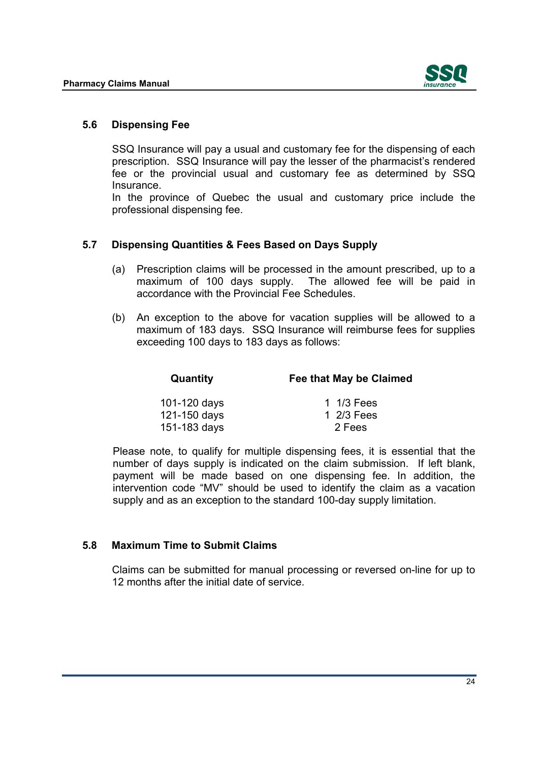## 5.6 Dispensing Fee

SSQ Insurance will pay a usual and customary fee for the dispensing of each prescription. SSQ Insurance will pay the lesser of the pharmacist's rendered fee or the provincial usual and customary fee as determined by SSQ Insurance.
In the province of Quebec the usual and customary price include the professional dispensing fee.

## 5.7 Dispensing Quantities & Fees Based on Days Supply

(a) Prescription claims will be processed in the amount prescribed, up to a maximum of 100 days supply. The allowed fee will be paid in accordance with the Provincial Fee Schedules.

(b) An exception to the above for vacation supplies will be allowed to a maximum of 183 days. SSQ Insurance will reimburse fees for supplies exceeding 100 days to 183 days as follows:

| Quantity | Fee that May be Claimed |
|---|---|
| 101-120 days | 1 1/3 Fees |
| 121-150 days | 1 2/3 Fees |
| 151-183 days | 2 Fees |

Please note, to qualify for multiple dispensing fees, it is essential that the number of days supply is indicated on the claim submission. If left blank, payment will be made based on one dispensing fee. In addition, the intervention code "MV" should be used to identify the claim as a vacation supply and as an exception to the standard 100-day supply limitation.

## 5.8 Maximum Time to Submit Claims

Claims can be submitted for manual processing or reversed on-line for up to 12 months after the initial date of service.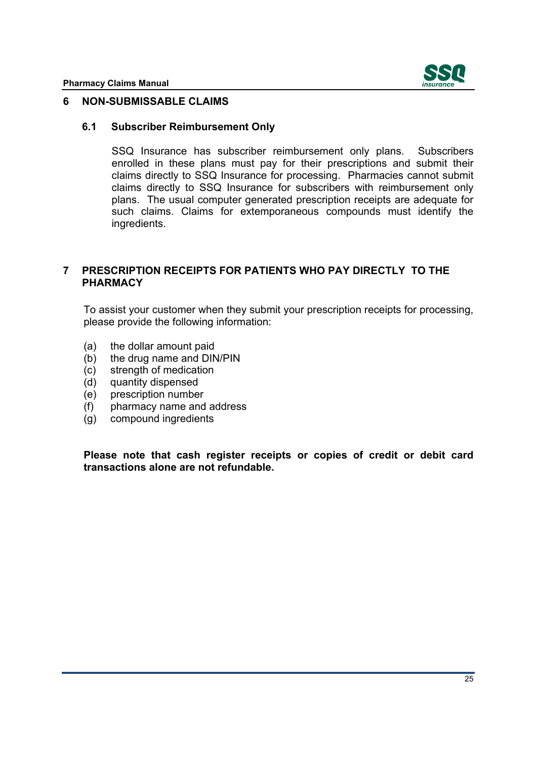## 6 NON-SUBMISSABLE CLAIMS

### 6.1 Subscriber Reimbursement Only

SSQ Insurance has subscriber reimbursement only plans. Subscribers enrolled in these plans must pay for their prescriptions and submit their claims directly to SSQ Insurance for processing. Pharmacies cannot submit claims directly to SSQ Insurance for subscribers with reimbursement only plans. The usual computer generated prescription receipts are adequate for such claims. Claims for extemporaneous compounds must identify the ingredients.

## 7 PRESCRIPTION RECEIPTS FOR PATIENTS WHO PAY DIRECTLY TO THE PHARMACY

To assist your customer when they submit your prescription receipts for processing, please provide the following information:

(a) the dollar amount paid
(b) the drug name and DIN/PIN
(c) strength of medication
(d) quantity dispensed
(e) prescription number
(f) pharmacy name and address
(g) compound ingredients

**Please note that cash register receipts or copies of credit or debit card transactions alone are not refundable.**